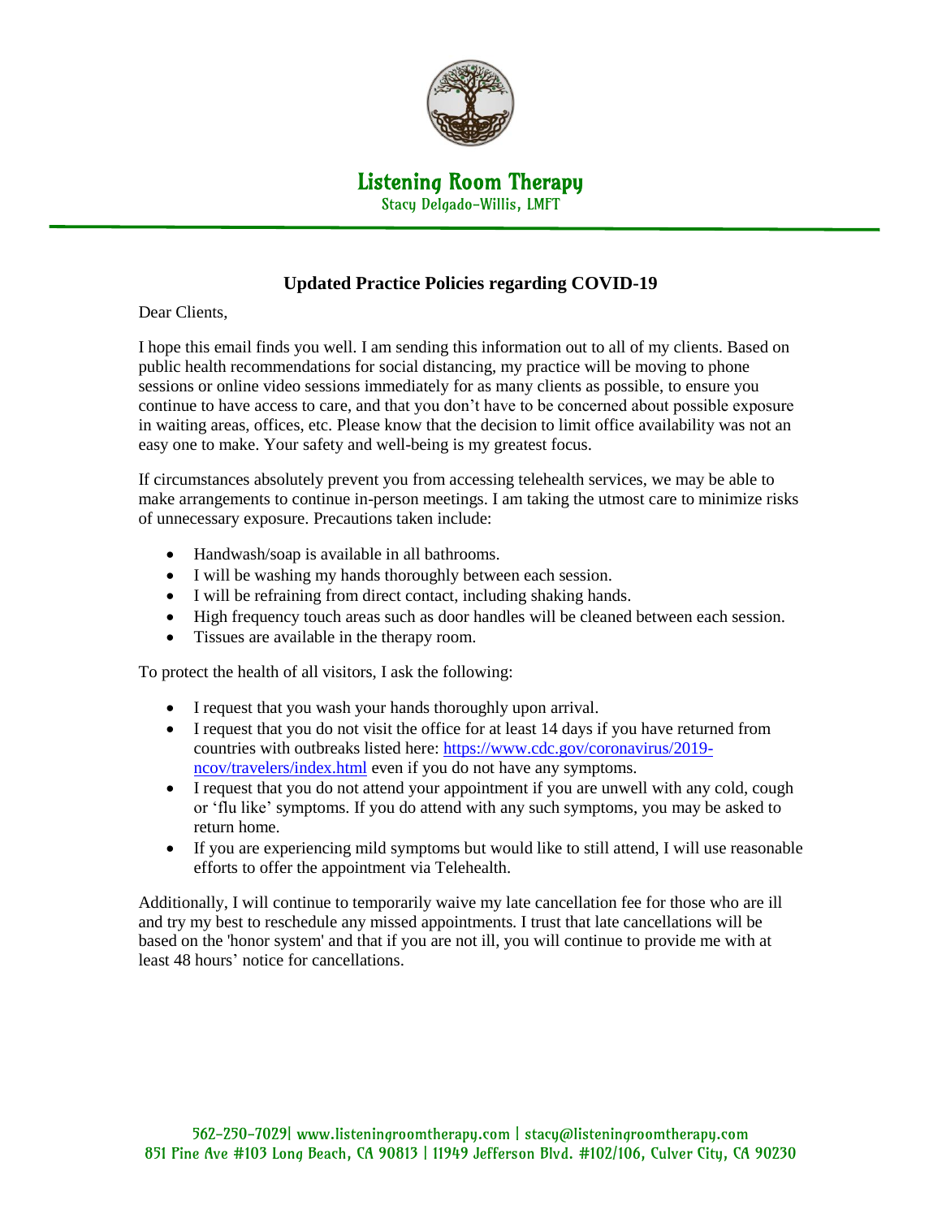# Listening Room Therapy

Stacy Delgado-Willis, LMFT

## Updated Practice Policies regarding COVID-19

Dear Clients,

I hope this email finds you well. I am sending this information out to all of my clients. Based on public health recommendations for social distancing, my practice will be moving to phone sessions or online video sessions immediately for as many clients as possible, to ensure you continue to have access to care, and that you don't have to be concerned about possible exposure in waiting areas, offices, etc. Please know that the decision to limit office availability was not an easy one to make. Your safety and well-being is my greatest focus.

If circumstances absolutely prevent you from accessing telehealth services, we may be able to make arrangements to continue in-person meetings. I am taking the utmost care to minimize risks of unnecessary exposure. Precautions taken include:

- Handwash/soap is available in all bathrooms.
- I will be washing my hands thoroughly between each session.
- I will be refraining from direct contact, including shaking hands.
- High frequency touch areas such as door handles will be cleaned between each session.
- Tissues are available in the therapy room.

To protect the health of all visitors, I ask the following:

- I request that you wash your hands thoroughly upon arrival.
- I request that you do not visit the office for at least 14 days if you have returned from countries with outbreaks listed here: https://www.cdc.gov/coronavirus/2019-ncov/travelers/index.html even if you do not have any symptoms.
- I request that you do not attend your appointment if you are unwell with any cold, cough or 'flu like' symptoms. If you do attend with any such symptoms, you may be asked to return home.
- If you are experiencing mild symptoms but would like to still attend, I will use reasonable efforts to offer the appointment via Telehealth.

Additionally, I will continue to temporarily waive my late cancellation fee for those who are ill and try my best to reschedule any missed appointments. I trust that late cancellations will be based on the 'honor system' and that if you are not ill, you will continue to provide me with at least 48 hours' notice for cancellations.

562-250-7029| www.listeningroomtherapy.com | stacy@listeningroomtherapy.com
851 Pine Ave #103 Long Beach, CA 90813 | 11949 Jefferson Blvd. #102/106, Culver City, CA 90230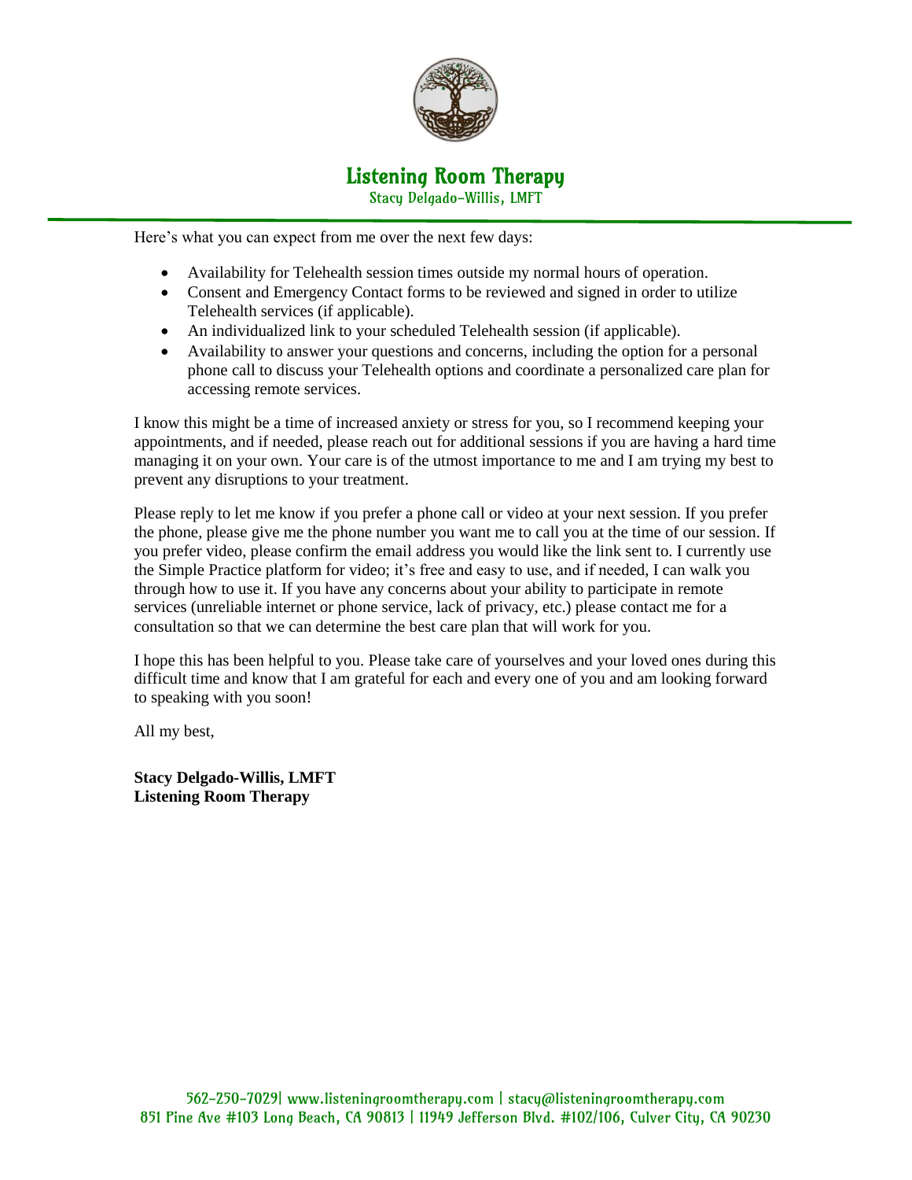Here's what you can expect from me over the next few days:

- Availability for Telehealth session times outside my normal hours of operation.
- Consent and Emergency Contact forms to be reviewed and signed in order to utilize Telehealth services (if applicable).
- An individualized link to your scheduled Telehealth session (if applicable).
- Availability to answer your questions and concerns, including the option for a personal phone call to discuss your Telehealth options and coordinate a personalized care plan for accessing remote services.

I know this might be a time of increased anxiety or stress for you, so I recommend keeping your appointments, and if needed, please reach out for additional sessions if you are having a hard time managing it on your own. Your care is of the utmost importance to me and I am trying my best to prevent any disruptions to your treatment.

Please reply to let me know if you prefer a phone call or video at your next session. If you prefer the phone, please give me the phone number you want me to call you at the time of our session. If you prefer video, please confirm the email address you would like the link sent to. I currently use the Simple Practice platform for video; it's free and easy to use, and if needed, I can walk you through how to use it. If you have any concerns about your ability to participate in remote services (unreliable internet or phone service, lack of privacy, etc.) please contact me for a consultation so that we can determine the best care plan that will work for you.

I hope this has been helpful to you. Please take care of yourselves and your loved ones during this difficult time and know that I am grateful for each and every one of you and am looking forward to speaking with you soon!

All my best,

**Stacy Delgado-Willis, LMFT**
**Listening Room Therapy**